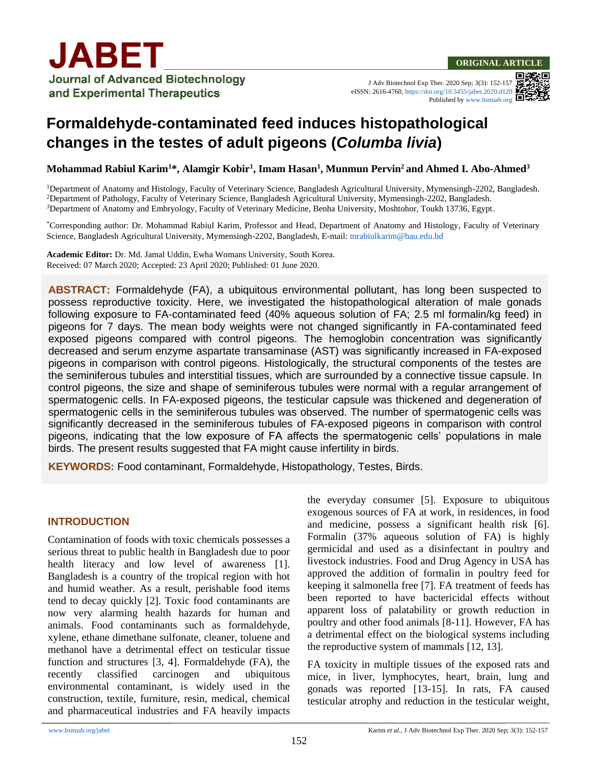JABET

Journal of Advanced Biotechnology and Experimental Therapeutics

ORIGINAL ARTICLE

J Adv Biotechnol Exp Ther. 2020 Sep; 3(3): 152-157
eISSN: 2616-4760, https://doi.org/10.5455/jabet.2020.d120
Published by www.bsmiab.org

# Formaldehyde-contaminated feed induces histopathological changes in the testes of adult pigeons (*Columba livia*)

**Mohammad Rabiul Karim[1]*, Alamgir Kobir[1], Imam Hasan[1], Munmun Pervin[2] and Ahmed I. Abo-Ahmed[3]**

[1]Department of Anatomy and Histology, Faculty of Veterinary Science, Bangladesh Agricultural University, Mymensingh-2202, Bangladesh.
[2]Department of Pathology, Faculty of Veterinary Science, Bangladesh Agricultural University, Mymensingh-2202, Bangladesh.
[3]Department of Anatomy and Embryology, Faculty of Veterinary Medicine, Benha University, Moshtohor, Toukh 13736, Egypt.

*Corresponding author: Dr. Mohammad Rabiul Karim, Professor and Head, Department of Anatomy and Histology, Faculty of Veterinary Science, Bangladesh Agricultural University, Mymensingh-2202, Bangladesh, E-mail: mrabiulkarim@bau.edu.bd

**Academic Editor:** Dr. Md. Jamal Uddin, Ewha Womans University, South Korea.
Received: 07 March 2020; Accepted: 23 April 2020; Published: 01 June 2020.

**ABSTRACT:** Formaldehyde (FA), a ubiquitous environmental pollutant, has long been suspected to possess reproductive toxicity. Here, we investigated the histopathological alteration of male gonads following exposure to FA-contaminated feed (40% aqueous solution of FA; 2.5 ml formalin/kg feed) in pigeons for 7 days. The mean body weights were not changed significantly in FA-contaminated feed exposed pigeons compared with control pigeons. The hemoglobin concentration was significantly decreased and serum enzyme aspartate transaminase (AST) was significantly increased in FA-exposed pigeons in comparison with control pigeons. Histologically, the structural components of the testes are the seminiferous tubules and interstitial tissues, which are surrounded by a connective tissue capsule. In control pigeons, the size and shape of seminiferous tubules were normal with a regular arrangement of spermatogenic cells. In FA-exposed pigeons, the testicular capsule was thickened and degeneration of spermatogenic cells in the seminiferous tubules was observed. The number of spermatogenic cells was significantly decreased in the seminiferous tubules of FA-exposed pigeons in comparison with control pigeons, indicating that the low exposure of FA affects the spermatogenic cells' populations in male birds. The present results suggested that FA might cause infertility in birds.

**KEYWORDS:** Food contaminant, Formaldehyde, Histopathology, Testes, Birds.

## INTRODUCTION

Contamination of foods with toxic chemicals possesses a serious threat to public health in Bangladesh due to poor health literacy and low level of awareness [1]. Bangladesh is a country of the tropical region with hot and humid weather. As a result, perishable food items tend to decay quickly [2]. Toxic food contaminants are now very alarming health hazards for human and animals. Food contaminants such as formaldehyde, xylene, ethane dimethane sulfonate, cleaner, toluene and methanol have a detrimental effect on testicular tissue function and structures [3, 4]. Formaldehyde (FA), the recently classified carcinogen and ubiquitous environmental contaminant, is widely used in the construction, textile, furniture, resin, medical, chemical and pharmaceutical industries and FA heavily impacts the everyday consumer [5]. Exposure to ubiquitous exogenous sources of FA at work, in residences, in food and medicine, possess a significant health risk [6]. Formalin (37% aqueous solution of FA) is highly germicidal and used as a disinfectant in poultry and livestock industries. Food and Drug Agency in USA has approved the addition of formalin in poultry feed for keeping it salmonella free [7]. FA treatment of feeds has been reported to have bactericidal effects without apparent loss of palatability or growth reduction in poultry and other food animals [8-11]. However, FA has a detrimental effect on the biological systems including the reproductive system of mammals [12, 13].

FA toxicity in multiple tissues of the exposed rats and mice, in liver, lymphocytes, heart, brain, lung and gonads was reported [13-15]. In rats, FA caused testicular atrophy and reduction in the testicular weight,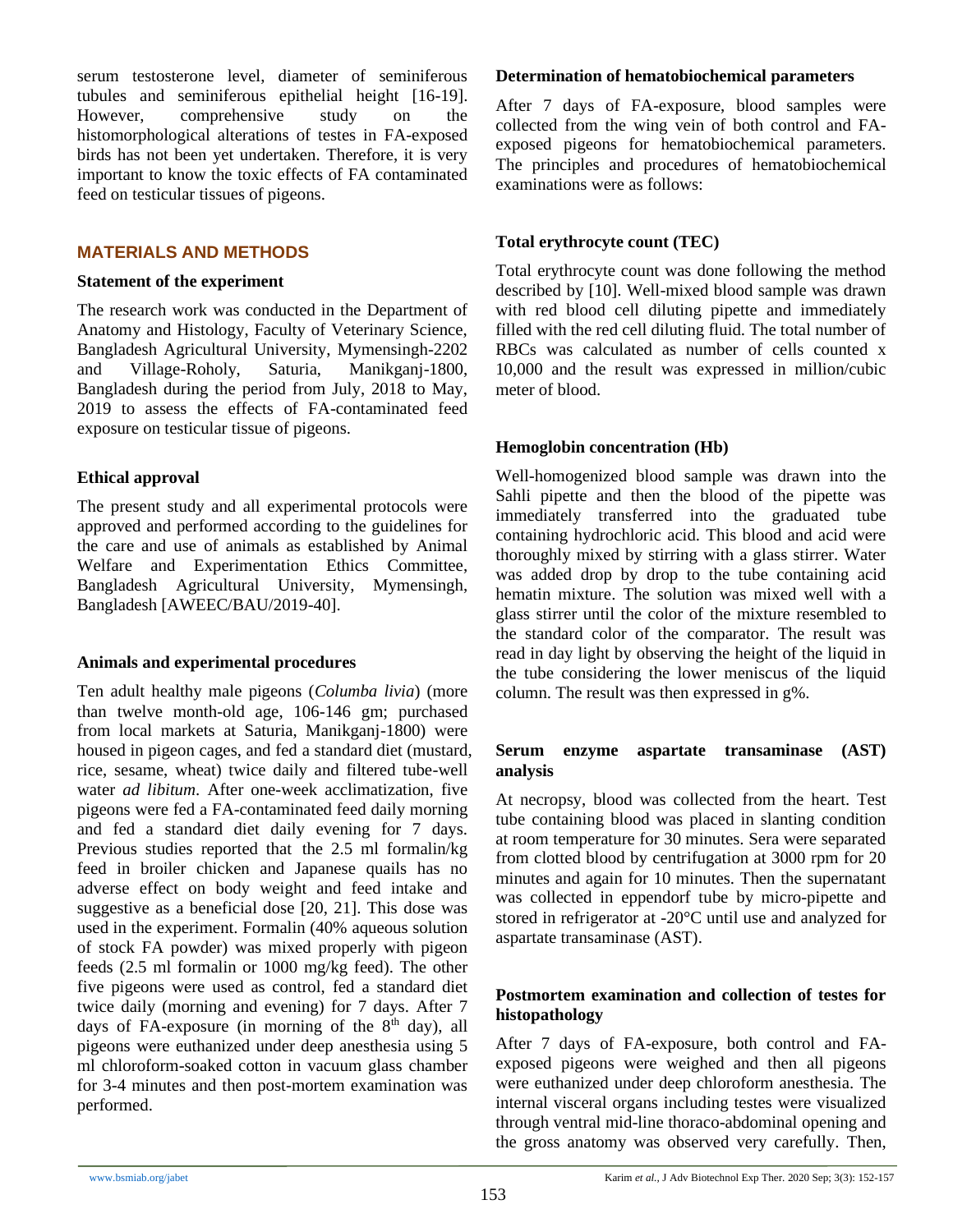serum testosterone level, diameter of seminiferous tubules and seminiferous epithelial height [16-19]. However, comprehensive study on the histomorphological alterations of testes in FA-exposed birds has not been yet undertaken. Therefore, it is very important to know the toxic effects of FA contaminated feed on testicular tissues of pigeons.

## MATERIALS AND METHODS

### Statement of the experiment

The research work was conducted in the Department of Anatomy and Histology, Faculty of Veterinary Science, Bangladesh Agricultural University, Mymensingh-2202 and Village-Roholy, Saturia, Manikganj-1800, Bangladesh during the period from July, 2018 to May, 2019 to assess the effects of FA-contaminated feed exposure on testicular tissue of pigeons.

### Ethical approval

The present study and all experimental protocols were approved and performed according to the guidelines for the care and use of animals as established by Animal Welfare and Experimentation Ethics Committee, Bangladesh Agricultural University, Mymensingh, Bangladesh [AWEEC/BAU/2019-40].

### Animals and experimental procedures

Ten adult healthy male pigeons (*Columba livia*) (more than twelve month-old age, 106-146 gm; purchased from local markets at Saturia, Manikganj-1800) were housed in pigeon cages, and fed a standard diet (mustard, rice, sesame, wheat) twice daily and filtered tube-well water *ad libitum*. After one-week acclimatization, five pigeons were fed a FA-contaminated feed daily morning and fed a standard diet daily evening for 7 days. Previous studies reported that the 2.5 ml formalin/kg feed in broiler chicken and Japanese quails has no adverse effect on body weight and feed intake and suggestive as a beneficial dose [20, 21]. This dose was used in the experiment. Formalin (40% aqueous solution of stock FA powder) was mixed properly with pigeon feeds (2.5 ml formalin or 1000 mg/kg feed). The other five pigeons were used as control, fed a standard diet twice daily (morning and evening) for 7 days. After 7 days of FA-exposure (in morning of the $8^{th}$ day), all pigeons were euthanized under deep anesthesia using 5 ml chloroform-soaked cotton in vacuum glass chamber for 3-4 minutes and then post-mortem examination was performed.

### Determination of hematobiochemical parameters

After 7 days of FA-exposure, blood samples were collected from the wing vein of both control and FA-exposed pigeons for hematobiochemical parameters. The principles and procedures of hematobiochemical examinations were as follows:

### Total erythrocyte count (TEC)

Total erythrocyte count was done following the method described by [10]. Well-mixed blood sample was drawn with red blood cell diluting pipette and immediately filled with the red cell diluting fluid. The total number of RBCs was calculated as number of cells counted x 10,000 and the result was expressed in million/cubic meter of blood.

### Hemoglobin concentration (Hb)

Well-homogenized blood sample was drawn into the Sahli pipette and then the blood of the pipette was immediately transferred into the graduated tube containing hydrochloric acid. This blood and acid were thoroughly mixed by stirring with a glass stirrer. Water was added drop by drop to the tube containing acid hematin mixture. The solution was mixed well with a glass stirrer until the color of the mixture resembled to the standard color of the comparator. The result was read in day light by observing the height of the liquid in the tube considering the lower meniscus of the liquid column. The result was then expressed in g%.

### Serum enzyme aspartate transaminase (AST) analysis

At necropsy, blood was collected from the heart. Test tube containing blood was placed in slanting condition at room temperature for 30 minutes. Sera were separated from clotted blood by centrifugation at 3000 rpm for 20 minutes and again for 10 minutes. Then the supernatant was collected in eppendorf tube by micro-pipette and stored in refrigerator at -20°C until use and analyzed for aspartate transaminase (AST).

### Postmortem examination and collection of testes for histopathology

After 7 days of FA-exposure, both control and FA-exposed pigeons were weighed and then all pigeons were euthanized under deep chloroform anesthesia. The internal visceral organs including testes were visualized through ventral mid-line thoraco-abdominal opening and the gross anatomy was observed very carefully. Then,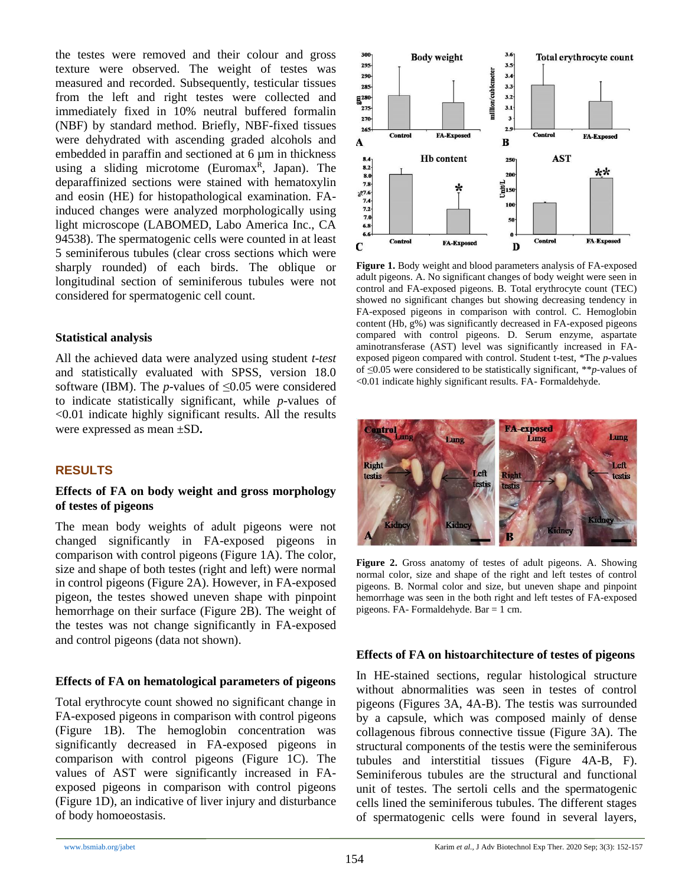the testes were removed and their colour and gross texture were observed. The weight of testes was measured and recorded. Subsequently, testicular tissues from the left and right testes were collected and immediately fixed in 10% neutral buffered formalin (NBF) by standard method. Briefly, NBF-fixed tissues were dehydrated with ascending graded alcohols and embedded in paraffin and sectioned at 6 µm in thickness using a sliding microtome (Euromax[R], Japan). The deparaffinized sections were stained with hematoxylin and eosin (HE) for histopathological examination. FA-induced changes were analyzed morphologically using light microscope (LABOMED, Labo America Inc., CA 94538). The spermatogenic cells were counted in at least 5 seminiferous tubules (clear cross sections which were sharply rounded) of each birds. The oblique or longitudinal section of seminiferous tubules were not considered for spermatogenic cell count.

### Statistical analysis

All the achieved data were analyzed using student *t-test* and statistically evaluated with SPSS, version 18.0 software (IBM). The *p*-values of ≤0.05 were considered to indicate statistically significant, while *p*-values of <0.01 indicate highly significant results. All the results were expressed as mean ±SD**.**

## RESULTS

### Effects of FA on body weight and gross morphology of testes of pigeons

The mean body weights of adult pigeons were not changed significantly in FA-exposed pigeons in comparison with control pigeons (Figure 1A). The color, size and shape of both testes (right and left) were normal in control pigeons (Figure 2A). However, in FA-exposed pigeon, the testes showed uneven shape with pinpoint hemorrhage on their surface (Figure 2B). The weight of the testes was not change significantly in FA-exposed and control pigeons (data not shown).

### Effects of FA on hematological parameters of pigeons

Total erythrocyte count showed no significant change in FA-exposed pigeons in comparison with control pigeons (Figure 1B). The hemoglobin concentration was significantly decreased in FA-exposed pigeons in comparison with control pigeons (Figure 1C). The values of AST were significantly increased in FA-exposed pigeons in comparison with control pigeons (Figure 1D), an indicative of liver injury and disturbance of body homoeostasis.

**Figure 1.** Body weight and blood parameters analysis of FA-exposed adult pigeons. A. No significant changes of body weight were seen in control and FA-exposed pigeons. B. Total erythrocyte count (TEC) showed no significant changes but showing decreasing tendency in FA-exposed pigeons in comparison with control. C. Hemoglobin content (Hb, g%) was significantly decreased in FA-exposed pigeons compared with control pigeons. D. Serum enzyme, aspartate aminotransferase (AST) level was significantly increased in FA-exposed pigeon compared with control. Student t-test, *The *p*-values of ≤0.05 were considered to be statistically significant, ***p*-values of <0.01 indicate highly significant results. FA- Formaldehyde.

**Figure 2.** Gross anatomy of testes of adult pigeons. A. Showing normal color, size and shape of the right and left testes of control pigeons. B. Normal color and size, but uneven shape and pinpoint hemorrhage was seen in the both right and left testes of FA-exposed pigeons. FA- Formaldehyde. Bar = 1 cm.

### Effects of FA on histoarchitecture of testes of pigeons

In HE-stained sections, regular histological structure without abnormalities was seen in testes of control pigeons (Figures 3A, 4A-B). The testis was surrounded by a capsule, which was composed mainly of dense collagenous fibrous connective tissue (Figure 3A). The structural components of the testis were the seminiferous tubules and interstitial tissues (Figure 4A-B, F). Seminiferous tubules are the structural and functional unit of testes. The sertoli cells and the spermatogenic cells lined the seminiferous tubules. The different stages of spermatogenic cells were found in several layers,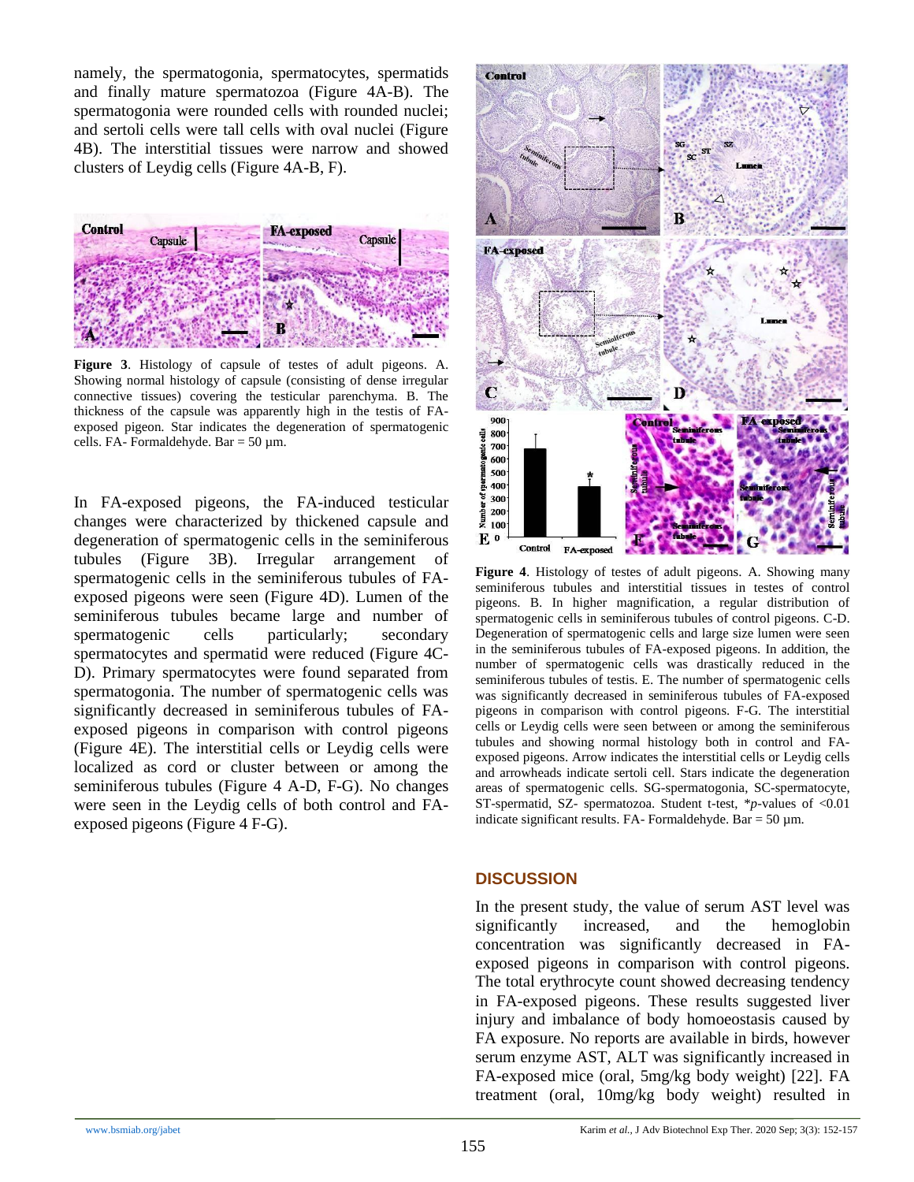namely, the spermatogonia, spermatocytes, spermatids and finally mature spermatozoa (Figure 4A-B). The spermatogonia were rounded cells with rounded nuclei; and sertoli cells were tall cells with oval nuclei (Figure 4B). The interstitial tissues were narrow and showed clusters of Leydig cells (Figure 4A-B, F).

**Figure 3**. Histology of capsule of testes of adult pigeons. A. Showing normal histology of capsule (consisting of dense irregular connective tissues) covering the testicular parenchyma. B. The thickness of the capsule was apparently high in the testis of FA-exposed pigeon. Star indicates the degeneration of spermatogenic cells. FA- Formaldehyde. Bar = 50 µm.

In FA-exposed pigeons, the FA-induced testicular changes were characterized by thickened capsule and degeneration of spermatogenic cells in the seminiferous tubules (Figure 3B). Irregular arrangement of spermatogenic cells in the seminiferous tubules of FA-exposed pigeons were seen (Figure 4D). Lumen of the seminiferous tubules became large and number of spermatogenic cells particularly; secondary spermatocytes and spermatid were reduced (Figure 4C-D). Primary spermatocytes were found separated from spermatogonia. The number of spermatogenic cells was significantly decreased in seminiferous tubules of FA-exposed pigeons in comparison with control pigeons (Figure 4E). The interstitial cells or Leydig cells were localized as cord or cluster between or among the seminiferous tubules (Figure 4 A-D, F-G). No changes were seen in the Leydig cells of both control and FA-exposed pigeons (Figure 4 F-G).

**Figure 4**. Histology of testes of adult pigeons. A. Showing many seminiferous tubules and interstitial tissues in testes of control pigeons. B. In higher magnification, a regular distribution of spermatogenic cells in seminiferous tubules of control pigeons. C-D. Degeneration of spermatogenic cells and large size lumen were seen in the seminiferous tubules of FA-exposed pigeons. In addition, the number of spermatogenic cells was drastically reduced in the seminiferous tubules of testis. E. The number of spermatogenic cells was significantly decreased in seminiferous tubules of FA-exposed pigeons in comparison with control pigeons. F-G. The interstitial cells or Leydig cells were seen between or among the seminiferous tubules and showing normal histology both in control and FA-exposed pigeons. Arrow indicates the interstitial cells or Leydig cells and arrowheads indicate sertoli cell. Stars indicate the degeneration areas of spermatogenic cells. SG-spermatogonia, SC-spermatocyte, ST-spermatid, SZ- spermatozoa. Student t-test, \**p*-values of <0.01 indicate significant results. FA- Formaldehyde. Bar = 50 µm.

## DISCUSSION

In the present study, the value of serum AST level was significantly increased, and the hemoglobin concentration was significantly decreased in FA-exposed pigeons in comparison with control pigeons. The total erythrocyte count showed decreasing tendency in FA-exposed pigeons. These results suggested liver injury and imbalance of body homoeostasis caused by FA exposure. No reports are available in birds, however serum enzyme AST, ALT was significantly increased in FA-exposed mice (oral, 5mg/kg body weight) [22]. FA treatment (oral, 10mg/kg body weight) resulted in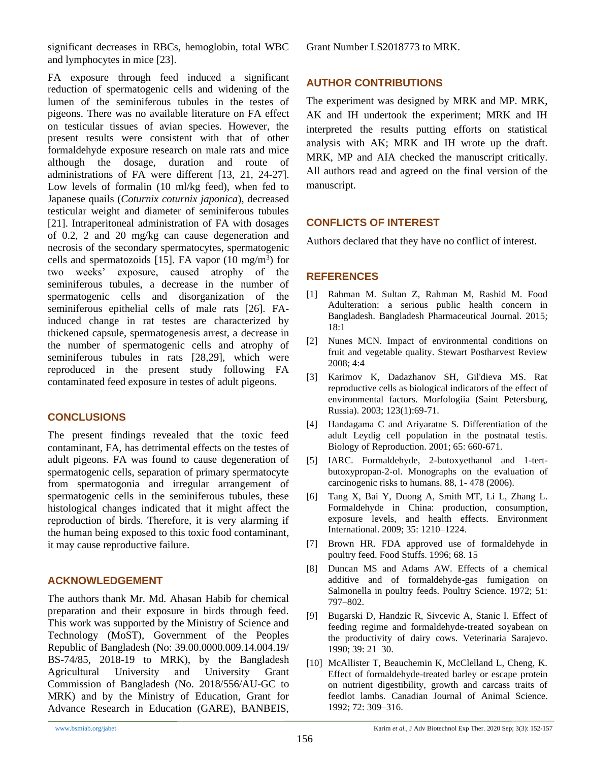significant decreases in RBCs, hemoglobin, total WBC and lymphocytes in mice [23].

FA exposure through feed induced a significant reduction of spermatogenic cells and widening of the lumen of the seminiferous tubules in the testes of pigeons. There was no available literature on FA effect on testicular tissues of avian species. However, the present results were consistent with that of other formaldehyde exposure research on male rats and mice although the dosage, duration and route of administrations of FA were different [13, 21, 24-27]. Low levels of formalin (10 ml/kg feed), when fed to Japanese quails (*Coturnix coturnix japonica*), decreased testicular weight and diameter of seminiferous tubules [21]. Intraperitoneal administration of FA with dosages of 0.2, 2 and 20 mg/kg can cause degeneration and necrosis of the secondary spermatocytes, spermatogenic cells and spermatozoids [15]. FA vapor (10 $mg/m^3$) for two weeks' exposure, caused atrophy of the seminiferous tubules, a decrease in the number of spermatogenic cells and disorganization of the seminiferous epithelial cells of male rats [26]. FA-induced change in rat testes are characterized by thickened capsule, spermatogenesis arrest, a decrease in the number of spermatogenic cells and atrophy of seminiferous tubules in rats [28,29], which were reproduced in the present study following FA contaminated feed exposure in testes of adult pigeons.

## CONCLUSIONS

The present findings revealed that the toxic feed contaminant, FA, has detrimental effects on the testes of adult pigeons. FA was found to cause degeneration of spermatogenic cells, separation of primary spermatocyte from spermatogonia and irregular arrangement of spermatogenic cells in the seminiferous tubules, these histological changes indicated that it might affect the reproduction of birds. Therefore, it is very alarming if the human being exposed to this toxic food contaminant, it may cause reproductive failure.

## ACKNOWLEDGEMENT

The authors thank Mr. Md. Ahasan Habib for chemical preparation and their exposure in birds through feed. This work was supported by the Ministry of Science and Technology (MoST), Government of the Peoples Republic of Bangladesh (No: 39.00.0000.009.14.004.19/ BS-74/85, 2018-19 to MRK), by the Bangladesh Agricultural University and University Grant Commission of Bangladesh (No. 2018/556/AU-GC to MRK) and by the Ministry of Education, Grant for Advance Research in Education (GARE), BANBEIS, Grant Number LS2018773 to MRK.

## AUTHOR CONTRIBUTIONS

The experiment was designed by MRK and MP. MRK, AK and IH undertook the experiment; MRK and IH interpreted the results putting efforts on statistical analysis with AK; MRK and IH wrote up the draft. MRK, MP and AIA checked the manuscript critically. All authors read and agreed on the final version of the manuscript.

## CONFLICTS OF INTEREST

Authors declared that they have no conflict of interest.

## REFERENCES

[1] Rahman M. Sultan Z, Rahman M, Rashid M. Food Adulteration: a serious public health concern in Bangladesh. Bangladesh Pharmaceutical Journal. 2015; 18:1

[2] Nunes MCN. Impact of environmental conditions on fruit and vegetable quality. Stewart Postharvest Review 2008; 4:4

[3] Karimov K, Dadazhanov SH, Gil'dieva MS. Rat reproductive cells as biological indicators of the effect of environmental factors. Morfologiia (Saint Petersburg, Russia). 2003; 123(1):69-71.

[4] Handagama C and Ariyaratne S. Differentiation of the adult Leydig cell population in the postnatal testis. Biology of Reproduction. 2001; 65: 660-671.

[5] IARC. Formaldehyde, 2-butoxyethanol and 1-tert-butoxypropan-2-ol. Monographs on the evaluation of carcinogenic risks to humans. 88, 1- 478 (2006).

[6] Tang X, Bai Y, Duong A, Smith MT, Li L, Zhang L. Formaldehyde in China: production, consumption, exposure levels, and health effects. Environment International. 2009; 35: 1210–1224.

[7] Brown HR. FDA approved use of formaldehyde in poultry feed. Food Stuffs. 1996; 68. 15

[8] Duncan MS and Adams AW. Effects of a chemical additive and of formaldehyde-gas fumigation on Salmonella in poultry feeds. Poultry Science. 1972; 51: 797–802.

[9] Bugarski D, Handzic R, Sivcevic A, Stanic I. Effect of feeding regime and formaldehyde-treated soyabean on the productivity of dairy cows. Veterinaria Sarajevo. 1990; 39: 21–30.

[10] McAllister T, Beauchemin K, McClelland L, Cheng, K. Effect of formaldehyde-treated barley or escape protein on nutrient digestibility, growth and carcass traits of feedlot lambs. Canadian Journal of Animal Science. 1992; 72: 309–316.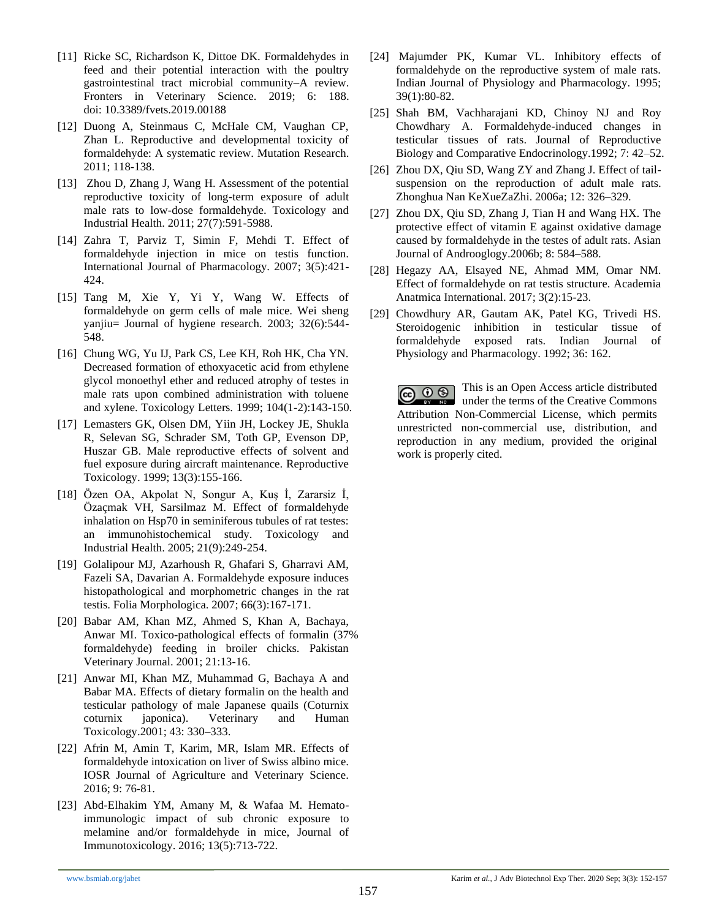[11] Ricke SC, Richardson K, Dittoe DK. Formaldehydes in feed and their potential interaction with the poultry gastrointestinal tract microbial community–A review. Fronters in Veterinary Science. 2019; 6: 188. doi: 10.3389/fvets.2019.00188

[12] Duong A, Steinmaus C, McHale CM, Vaughan CP, Zhan L. Reproductive and developmental toxicity of formaldehyde: A systematic review. Mutation Research. 2011; 118-138.

[13] Zhou D, Zhang J, Wang H. Assessment of the potential reproductive toxicity of long-term exposure of adult male rats to low-dose formaldehyde. Toxicology and Industrial Health. 2011; 27(7):591-5988.

[14] Zahra T, Parviz T, Simin F, Mehdi T. Effect of formaldehyde injection in mice on testis function. International Journal of Pharmacology. 2007; 3(5):421-424.

[15] Tang M, Xie Y, Yi Y, Wang W. Effects of formaldehyde on germ cells of male mice. Wei sheng yanjiu= Journal of hygiene research. 2003; 32(6):544-548.

[16] Chung WG, Yu IJ, Park CS, Lee KH, Roh HK, Cha YN. Decreased formation of ethoxyacetic acid from ethylene glycol monoethyl ether and reduced atrophy of testes in male rats upon combined administration with toluene and xylene. Toxicology Letters. 1999; 104(1-2):143-150.

[17] Lemasters GK, Olsen DM, Yiin JH, Lockey JE, Shukla R, Selevan SG, Schrader SM, Toth GP, Evenson DP, Huszar GB. Male reproductive effects of solvent and fuel exposure during aircraft maintenance. Reproductive Toxicology. 1999; 13(3):155-166.

[18] Özen OA, Akpolat N, Songur A, Kuş İ, Zararsiz İ, Özaçmak VH, Sarsilmaz M. Effect of formaldehyde inhalation on Hsp70 in seminiferous tubules of rat testes: an immunohistochemical study. Toxicology and Industrial Health. 2005; 21(9):249-254.

[19] Golalipour MJ, Azarhoush R, Ghafari S, Gharravi AM, Fazeli SA, Davarian A. Formaldehyde exposure induces histopathological and morphometric changes in the rat testis. Folia Morphologica. 2007; 66(3):167-171.

[20] Babar AM, Khan MZ, Ahmed S, Khan A, Bachaya, Anwar MI. Toxico-pathological effects of formalin (37% formaldehyde) feeding in broiler chicks. Pakistan Veterinary Journal. 2001; 21:13-16.

[21] Anwar MI, Khan MZ, Muhammad G, Bachaya A and Babar MA. Effects of dietary formalin on the health and testicular pathology of male Japanese quails (Coturnix coturnix japonica). Veterinary and Human Toxicology.2001; 43: 330–333.

[22] Afrin M, Amin T, Karim, MR, Islam MR. Effects of formaldehyde intoxication on liver of Swiss albino mice. IOSR Journal of Agriculture and Veterinary Science. 2016; 9: 76-81.

[23] Abd-Elhakim YM, Amany M, & Wafaa M. Hemato-immunologic impact of sub chronic exposure to melamine and/or formaldehyde in mice, Journal of Immunotoxicology. 2016; 13(5):713-722.

[24] Majumder PK, Kumar VL. Inhibitory effects of formaldehyde on the reproductive system of male rats. Indian Journal of Physiology and Pharmacology. 1995; 39(1):80-82.

[25] Shah BM, Vachharajani KD, Chinoy NJ and Roy Chowdhary A. Formaldehyde-induced changes in testicular tissues of rats. Journal of Reproductive Biology and Comparative Endocrinology.1992; 7: 42–52.

[26] Zhou DX, Qiu SD, Wang ZY and Zhang J. Effect of tail-suspension on the reproduction of adult male rats. Zhonghua Nan KeXueZaZhi. 2006a; 12: 326–329.

[27] Zhou DX, Qiu SD, Zhang J, Tian H and Wang HX. The protective effect of vitamin E against oxidative damage caused by formaldehyde in the testes of adult rats. Asian Journal of Androoglogy.2006b; 8: 584–588.

[28] Hegazy AA, Elsayed NE, Ahmad MM, Omar NM. Effect of formaldehyde on rat testis structure. Academia Anatmica International. 2017; 3(2):15-23.

[29] Chowdhury AR, Gautam AK, Patel KG, Trivedi HS. Steroidogenic inhibition in testicular tissue of formaldehyde exposed rats. Indian Journal of Physiology and Pharmacology. 1992; 36: 162.

This is an Open Access article distributed under the terms of the Creative Commons Attribution Non-Commercial License, which permits unrestricted non-commercial use, distribution, and reproduction in any medium, provided the original work is properly cited.